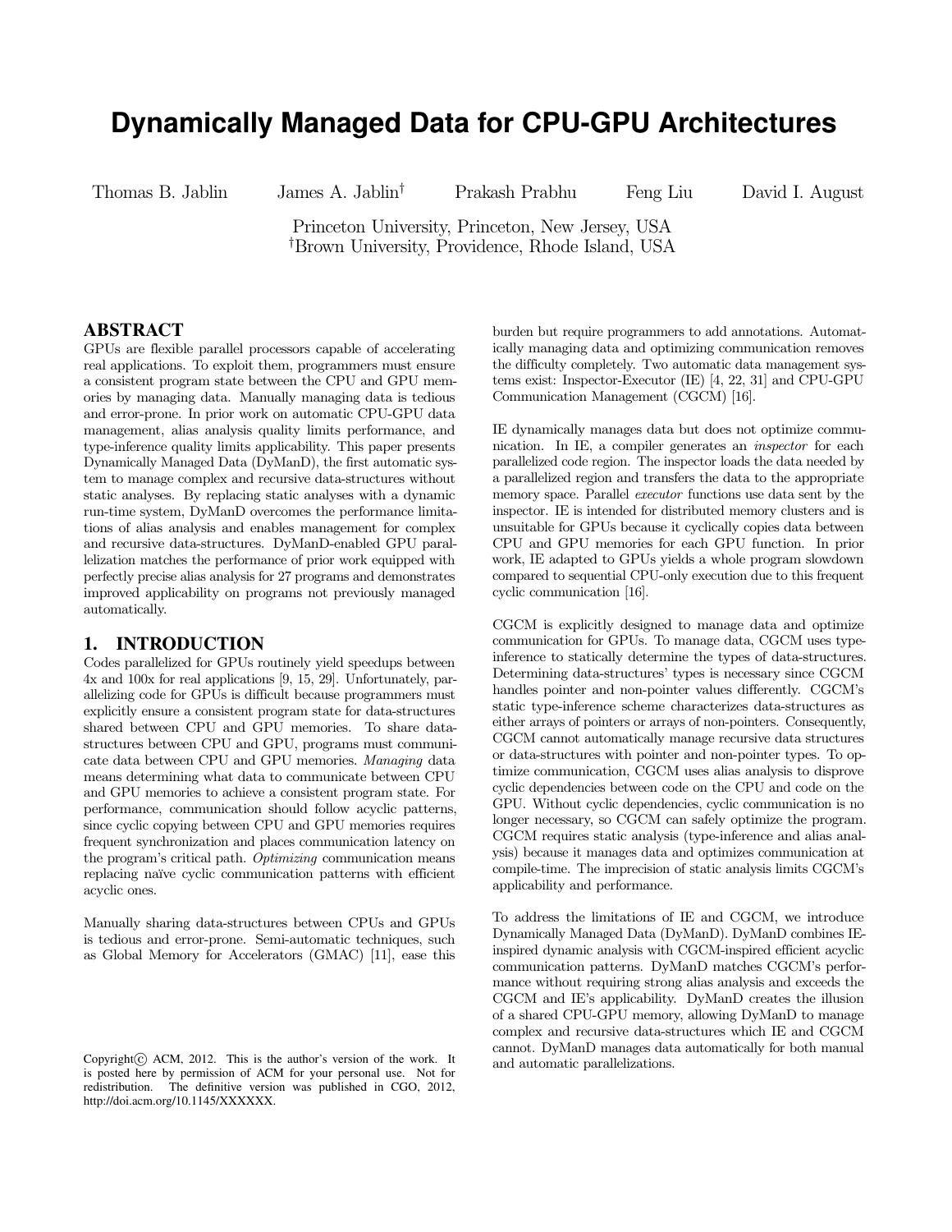# Dynamically Managed Data for CPU-GPU Architectures

Thomas B. Jablin  James A. Jablin[†]  Prakash Prabhu  Feng Liu  David I. August

Princeton University, Princeton, New Jersey, USA
[†]Brown University, Providence, Rhode Island, USA

## ABSTRACT

GPUs are flexible parallel processors capable of accelerating real applications. To exploit them, programmers must ensure a consistent program state between the CPU and GPU memories by managing data. Manually managing data is tedious and error-prone. In prior work on automatic CPU-GPU data management, alias analysis quality limits performance, and type-inference quality limits applicability. This paper presents Dynamically Managed Data (DyManD), the first automatic system to manage complex and recursive data-structures without static analyses. By replacing static analyses with a dynamic run-time system, DyManD overcomes the performance limitations of alias analysis and enables management for complex and recursive data-structures. DyManD-enabled GPU parallelization matches the performance of prior work equipped with perfectly precise alias analysis for 27 programs and demonstrates improved applicability on programs not previously managed automatically.

## 1. INTRODUCTION

Codes parallelized for GPUs routinely yield speedups between 4x and 100x for real applications [9, 15, 29]. Unfortunately, parallelizing code for GPUs is difficult because programmers must explicitly ensure a consistent program state for data-structures shared between CPU and GPU memories. To share data-structures between CPU and GPU, programs must communicate data between CPU and GPU memories. *Managing* data means determining what data to communicate between CPU and GPU memories to achieve a consistent program state. For performance, communication should follow acyclic patterns, since cyclic copying between CPU and GPU memories requires frequent synchronization and places communication latency on the program's critical path. *Optimizing* communication means replacing naïve cyclic communication patterns with efficient acyclic ones.

Manually sharing data-structures between CPUs and GPUs is tedious and error-prone. Semi-automatic techniques, such as Global Memory for Accelerators (GMAC) [11], ease this burden but require programmers to add annotations. Automatically managing data and optimizing communication removes the difficulty completely. Two automatic data management systems exist: Inspector-Executor (IE) [4, 22, 31] and CPU-GPU Communication Management (CGCM) [16].

IE dynamically manages data but does not optimize communication. In IE, a compiler generates an *inspector* for each parallelized code region. The inspector loads the data needed by a parallelized region and transfers the data to the appropriate memory space. Parallel *executor* functions use data sent by the inspector. IE is intended for distributed memory clusters and is unsuitable for GPUs because it cyclically copies data between CPU and GPU memories for each GPU function. In prior work, IE adapted to GPUs yields a whole program slowdown compared to sequential CPU-only execution due to this frequent cyclic communication [16].

CGCM is explicitly designed to manage data and optimize communication for GPUs. To manage data, CGCM uses type-inference to statically determine the types of data-structures. Determining data-structures' types is necessary since CGCM handles pointer and non-pointer values differently. CGCM's static type-inference scheme characterizes data-structures as either arrays of pointers or arrays of non-pointers. Consequently, CGCM cannot automatically manage recursive data structures or data-structures with pointer and non-pointer types. To optimize communication, CGCM uses alias analysis to disprove cyclic dependencies between code on the CPU and code on the GPU. Without cyclic dependencies, cyclic communication is no longer necessary, so CGCM can safely optimize the program. CGCM requires static analysis (type-inference and alias analysis) because it manages data and optimizes communication at compile-time. The imprecision of static analysis limits CGCM's applicability and performance.

To address the limitations of IE and CGCM, we introduce Dynamically Managed Data (DyManD). DyManD combines IE-inspired dynamic analysis with CGCM-inspired efficient acyclic communication patterns. DyManD matches CGCM's performance without requiring strong alias analysis and exceeds the CGCM and IE's applicability. DyManD creates the illusion of a shared CPU-GPU memory, allowing DyManD to manage complex and recursive data-structures which IE and CGCM cannot. DyManD manages data automatically for both manual and automatic parallelizations.

Copyright © ACM, 2012. This is the author's version of the work. It is posted here by permission of ACM for your personal use. Not for redistribution. The definitive version was published in CGO, 2012, http://doi.acm.org/10.1145/XXXXXX.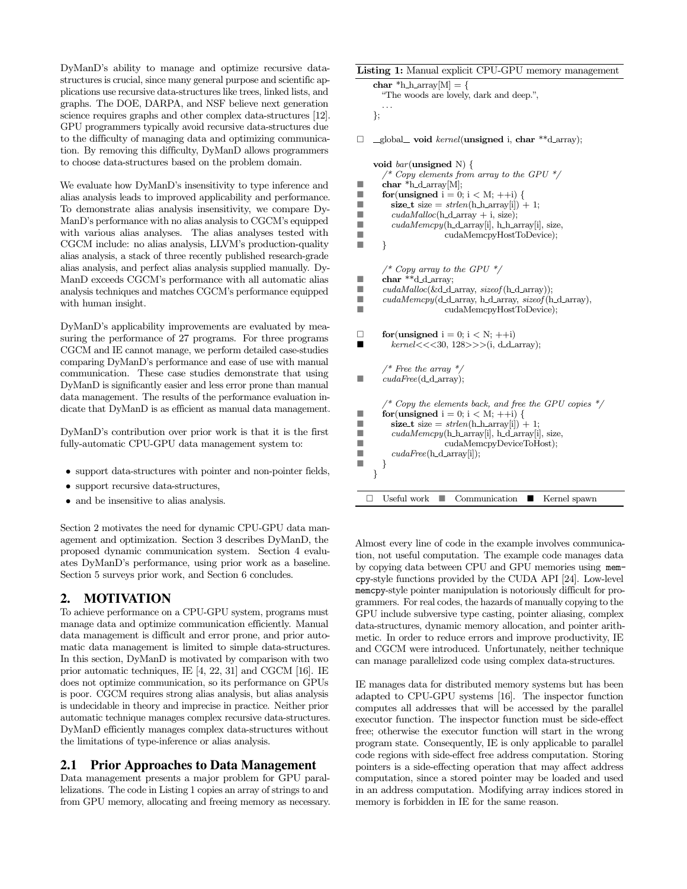DyManD's ability to manage and optimize recursive data-structures is crucial, since many general purpose and scientific applications use recursive data-structures like trees, linked lists, and graphs. The DOE, DARPA, and NSF believe next generation science requires graphs and other complex data-structures [12]. GPU programmers typically avoid recursive data-structures due to the difficulty of managing data and optimizing communication. By removing this difficulty, DyManD allows programmers to choose data-structures based on the problem domain.

We evaluate how DyManD's insensitivity to type inference and alias analysis leads to improved applicability and performance. To demonstrate alias analysis insensitivity, we compare DyManD's performance with no alias analysis to CGCM's equipped with various alias analyses. The alias analyses tested with CGCM include: no alias analysis, LLVM's production-quality alias analysis, a stack of three recently published research-grade alias analysis, and perfect alias analysis supplied manually. DyManD exceeds CGCM's performance with all automatic alias analysis techniques and matches CGCM's performance equipped with human insight.

DyManD's applicability improvements are evaluated by measuring the performance of 27 programs. For three programs CGCM and IE cannot manage, we perform detailed case-studies comparing DyManD's performance and ease of use with manual communication. These case studies demonstrate that using DyManD is significantly easier and less error prone than manual data management. The results of the performance evaluation indicate that DyManD is as efficient as manual data management.

DyManD's contribution over prior work is that it is the first fully-automatic CPU-GPU data management system to:

- support data-structures with pointer and non-pointer fields,
- support recursive data-structures,
- and be insensitive to alias analysis.

Section 2 motivates the need for dynamic CPU-GPU data management and optimization. Section 3 describes DyManD, the proposed dynamic communication system. Section 4 evaluates DyManD's performance, using prior work as a baseline. Section 5 surveys prior work, and Section 6 concludes.

## 2. MOTIVATION

To achieve performance on a CPU-GPU system, programs must manage data and optimize communication efficiently. Manual data management is difficult and error prone, and prior automatic data management is limited to simple data-structures. In this section, DyManD is motivated by comparison with two prior automatic techniques, IE [4, 22, 31] and CGCM [16]. IE does not optimize communication, so its performance on GPUs is poor. CGCM requires strong alias analysis, but alias analysis is undecidable in theory and imprecise in practice. Neither prior automatic technique manages complex recursive data-structures. DyManD efficiently manages complex data-structures without the limitations of type-inference or alias analysis.

### 2.1 Prior Approaches to Data Management

Data management presents a major problem for GPU parallelizations. The code in Listing 1 copies an array of strings to and from GPU memory, allocating and freeing memory as necessary.

**Listing 1:** Manual explicit CPU-GPU memory management

```
  char *h_h_array[M] = {
    "The woods are lovely, dark and deep.",
    ...
  };

□ __global__ void kernel(unsigned i, char **d_array);

  void bar(unsigned N) {
    /* Copy elements from array to the GPU */
■   char *h_d_array[M];
■   for(unsigned i = 0; i < M; ++i) {
■     size_t size = strlen(h_h_array[i]) + 1;
■     cudaMalloc(h_d_array + i, size);
■     cudaMemcpy(h_d_array[i], h_h_array[i], size,
■                cudaMemcpyHostToDevice);
■   }

    /* Copy array to the GPU */
■   char **d_d_array;
■   cudaMalloc(&d_d_array, sizeof(h_d_array));
■   cudaMemcpy(d_d_array, h_d_array, sizeof(h_d_array),
■              cudaMemcpyHostToDevice);

□   for(unsigned i = 0; i < N; ++i)
■     kernel<<<30, 128>>>(i, d_d_array);

    /* Free the array */
■   cudaFree(d_d_array);

    /* Copy the elements back, and free the GPU copies */
■   for(unsigned i = 0; i < M; ++i) {
■     size_t size = strlen(h_h_array[i]) + 1;
■     cudaMemcpy(h_h_array[i], h_d_array[i], size,
■                cudaMemcpyDeviceToHost);
■     cudaFree(h_d_array[i]);
■   }
  }
```

□ Useful work ■ Communication ■ Kernel spawn

Almost every line of code in the example involves communication, not useful computation. The example code manages data by copying data between CPU and GPU memories using `memcpy`-style functions provided by the CUDA API [24]. Low-level `memcpy`-style pointer manipulation is notoriously difficult for programmers. For real codes, the hazards of manually copying to the GPU include subversive type casting, pointer aliasing, complex data-structures, dynamic memory allocation, and pointer arithmetic. In order to reduce errors and improve productivity, IE and CGCM were introduced. Unfortunately, neither technique can manage parallelized code using complex data-structures.

IE manages data for distributed memory systems but has been adapted to CPU-GPU systems [16]. The inspector function computes all addresses that will be accessed by the parallel executor function. The inspector function must be side-effect free; otherwise the executor function will start in the wrong program state. Consequently, IE is only applicable to parallel code regions with side-effect free address computation. Storing pointers is a side-effecting operation that may affect address computation, since a stored pointer may be loaded and used in an address computation. Modifying array indices stored in memory is forbidden in IE for the same reason.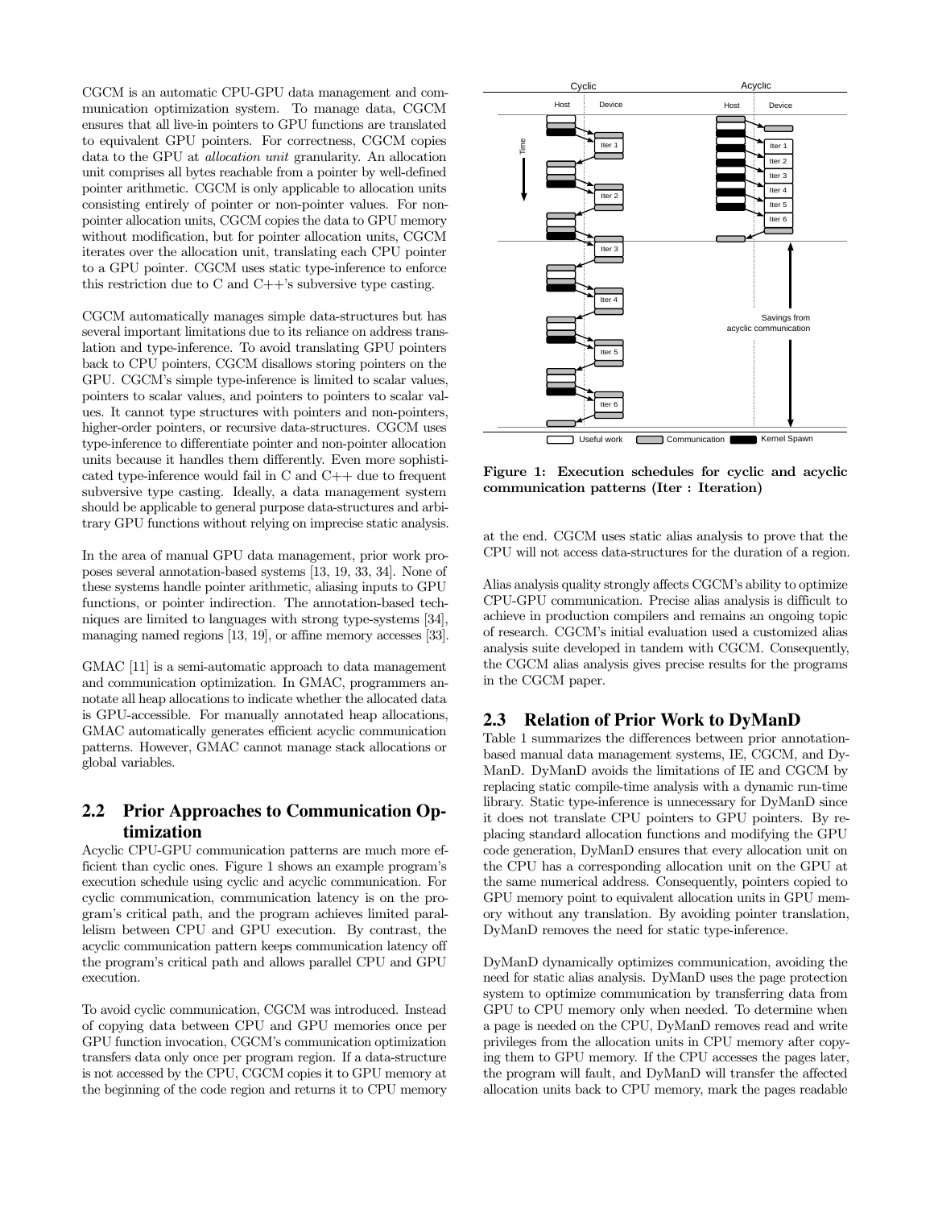CGCM is an automatic CPU-GPU data management and communication optimization system. To manage data, CGCM ensures that all live-in pointers to GPU functions are translated to equivalent GPU pointers. For correctness, CGCM copies data to the GPU at *allocation unit* granularity. An allocation unit comprises all bytes reachable from a pointer by well-defined pointer arithmetic. CGCM is only applicable to allocation units consisting entirely of pointer or non-pointer values. For non-pointer allocation units, CGCM copies the data to GPU memory without modification, but for pointer allocation units, CGCM iterates over the allocation unit, translating each CPU pointer to a GPU pointer. CGCM uses static type-inference to enforce this restriction due to C and C++'s subversive type casting.

CGCM automatically manages simple data-structures but has several important limitations due to its reliance on address translation and type-inference. To avoid translating GPU pointers back to CPU pointers, CGCM disallows storing pointers on the GPU. CGCM's simple type-inference is limited to scalar values, pointers to scalar values, and pointers to pointers to scalar values. It cannot type structures with pointers and non-pointers, higher-order pointers, or recursive data-structures. CGCM uses type-inference to differentiate pointer and non-pointer allocation units because it handles them differently. Even more sophisticated type-inference would fail in C and C++ due to frequent subversive type casting. Ideally, a data management system should be applicable to general purpose data-structures and arbitrary GPU functions without relying on imprecise static analysis.

In the area of manual GPU data management, prior work proposes several annotation-based systems [13, 19, 33, 34]. None of these systems handle pointer arithmetic, aliasing inputs to GPU functions, or pointer indirection. The annotation-based techniques are limited to languages with strong type-systems [34], managing named regions [13, 19], or affine memory accesses [33].

GMAC [11] is a semi-automatic approach to data management and communication optimization. In GMAC, programmers annotate all heap allocations to indicate whether the allocated data is GPU-accessible. For manually annotated heap allocations, GMAC automatically generates efficient acyclic communication patterns. However, GMAC cannot manage stack allocations or global variables.

## 2.2 Prior Approaches to Communication Optimization

Acyclic CPU-GPU communication patterns are much more efficient than cyclic ones. Figure 1 shows an example program's execution schedule using cyclic and acyclic communication. For cyclic communication, communication latency is on the program's critical path, and the program achieves limited parallelism between CPU and GPU execution. By contrast, the acyclic communication pattern keeps communication latency off the program's critical path and allows parallel CPU and GPU execution.

To avoid cyclic communication, CGCM was introduced. Instead of copying data between CPU and GPU memories once per GPU function invocation, CGCM's communication optimization transfers data only once per program region. If a data-structure is not accessed by the CPU, CGCM copies it to GPU memory at the beginning of the code region and returns it to CPU memory at the end. CGCM uses static alias analysis to prove that the CPU will not access data-structures for the duration of a region.

Cyclic
Acyclic
Host
Device
Host
Device
Time
Iter 1
Iter 2
Iter 3
Iter 4
Iter 5
Iter 6
Savings from acyclic communication
Useful work
Communication
Kernel Spawn

**Figure 1: Execution schedules for cyclic and acyclic communication patterns (Iter : Iteration)**

Alias analysis quality strongly affects CGCM's ability to optimize CPU-GPU communication. Precise alias analysis is difficult to achieve in production compilers and remains an ongoing topic of research. CGCM's initial evaluation used a customized alias analysis suite developed in tandem with CGCM. Consequently, the CGCM alias analysis gives precise results for the programs in the CGCM paper.

## 2.3 Relation of Prior Work to DyManD

Table 1 summarizes the differences between prior annotation-based manual data management systems, IE, CGCM, and DyManD. DyManD avoids the limitations of IE and CGCM by replacing static compile-time analysis with a dynamic run-time library. Static type-inference is unnecessary for DyManD since it does not translate CPU pointers to GPU pointers. By replacing standard allocation functions and modifying the GPU code generation, DyManD ensures that every allocation unit on the CPU has a corresponding allocation unit on the GPU at the same numerical address. Consequently, pointers copied to GPU memory point to equivalent allocation units in GPU memory without any translation. By avoiding pointer translation, DyManD removes the need for static type-inference.

DyManD dynamically optimizes communication, avoiding the need for static alias analysis. DyManD uses the page protection system to optimize communication by transferring data from GPU to CPU memory only when needed. To determine when a page is needed on the CPU, DyManD removes read and write privileges from the allocation units in CPU memory after copying them to GPU memory. If the CPU accesses the pages later, the program will fault, and DyManD will transfer the affected allocation units back to CPU memory, mark the pages readable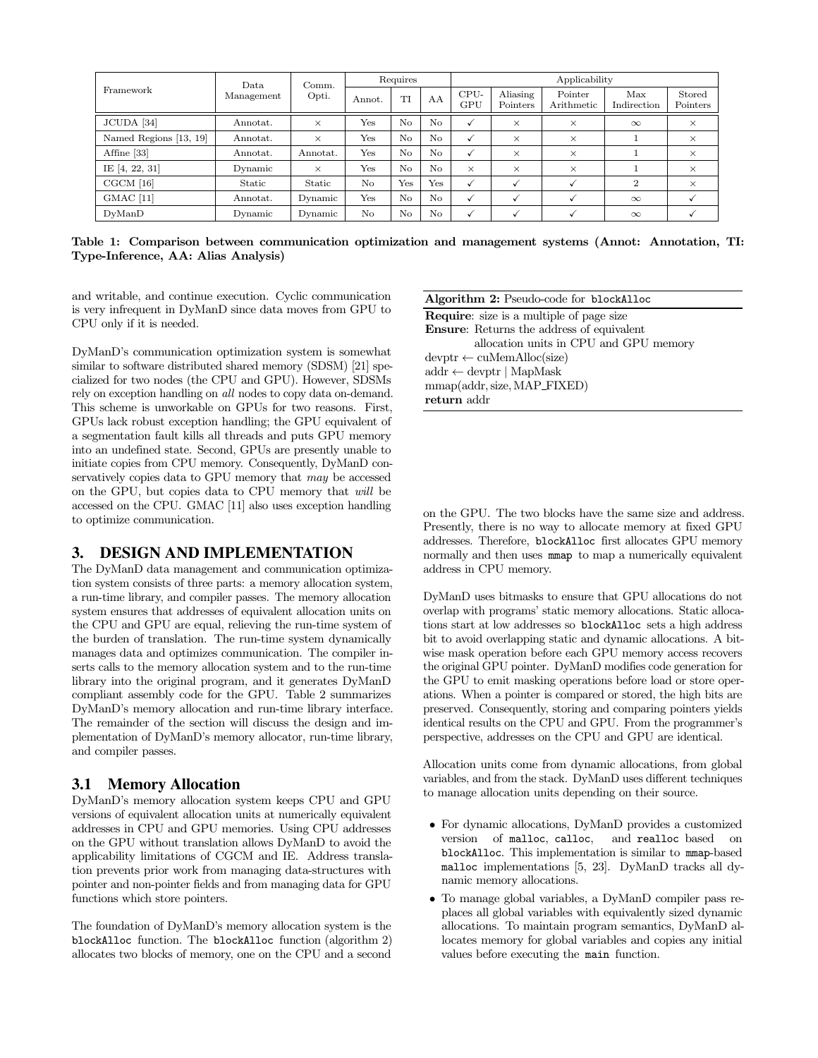| Framework | Data Management | Comm. Opti. | Requires | | | Applicability | | | | |
|---|---|---|---|---|---|---|---|---|---|---|
| | | | Annot. | TI | AA | CPU-GPU | Aliasing Pointers | Pointer Arithmetic | Max Indirection | Stored Pointers |
| JCUDA [34] | Annotat. | × | Yes | No | No | ✓ | × | × | $\infty$ | × |
| Named Regions [13, 19] | Annotat. | × | Yes | No | No | ✓ | × | × | 1 | × |
| Affine [33] | Annotat. | Annotat. | Yes | No | No | ✓ | × | × | 1 | × |
| IE [4, 22, 31] | Dynamic | × | Yes | No | No | × | × | × | 1 | × |
| CGCM [16] | Static | Static | No | Yes | Yes | ✓ | ✓ | ✓ | 2 | × |
| GMAC [11] | Annotat. | Dynamic | Yes | No | No | ✓ | ✓ | ✓ | $\infty$ | ✓ |
| DyManD | Dynamic | Dynamic | No | No | No | ✓ | ✓ | ✓ | $\infty$ | ✓ |

**Table 1: Comparison between communication optimization and management systems (Annot: Annotation, TI: Type-Inference, AA: Alias Analysis)**

and writable, and continue execution. Cyclic communication is very infrequent in DyManD since data moves from GPU to CPU only if it is needed.

DyManD's communication optimization system is somewhat similar to software distributed shared memory (SDSM) [21] specialized for two nodes (the CPU and GPU). However, SDSMs rely on exception handling on *all* nodes to copy data on-demand. This scheme is unworkable on GPUs for two reasons. First, GPUs lack robust exception handling; the GPU equivalent of a segmentation fault kills all threads and puts GPU memory into an undefined state. Second, GPUs are presently unable to initiate copies from CPU memory. Consequently, DyManD conservatively copies data to GPU memory that *may* be accessed on the GPU, but copies data to CPU memory that *will* be accessed on the CPU. GMAC [11] also uses exception handling to optimize communication.

## 3. DESIGN AND IMPLEMENTATION

The DyManD data management and communication optimization system consists of three parts: a memory allocation system, a run-time library, and compiler passes. The memory allocation system ensures that addresses of equivalent allocation units on the CPU and GPU are equal, relieving the run-time system of the burden of translation. The run-time system dynamically manages data and optimizes communication. The compiler inserts calls to the memory allocation system and to the run-time library into the original program, and it generates DyManD compliant assembly code for the GPU. Table 2 summarizes DyManD's memory allocation and run-time library interface. The remainder of the section will discuss the design and implementation of DyManD's memory allocator, run-time library, and compiler passes.

### 3.1 Memory Allocation

DyManD's memory allocation system keeps CPU and GPU versions of equivalent allocation units at numerically equivalent addresses in CPU and GPU memories. Using CPU addresses on the GPU without translation allows DyManD to avoid the applicability limitations of CGCM and IE. Address translation prevents prior work from managing data-structures with pointer and non-pointer fields and from managing data for GPU functions which store pointers.

The foundation of DyManD's memory allocation system is the `blockAlloc` function. The `blockAlloc` function (algorithm 2) allocates two blocks of memory, one on the CPU and a second on the GPU. The two blocks have the same size and address. Presently, there is no way to allocate memory at fixed GPU addresses. Therefore, `blockAlloc` first allocates GPU memory normally and then uses `mmap` to map a numerically equivalent address in CPU memory.

**Algorithm 2:** Pseudo-code for `blockAlloc`

**Require**: size is a multiple of page size
**Ensure**: Returns the address of equivalent allocation units in CPU and GPU memory
devptr ← cuMemAlloc(size)
addr ← devptr | MapMask
mmap(addr, size, MAP_FIXED)
**return** addr

DyManD uses bitmasks to ensure that GPU allocations do not overlap with programs' static memory allocations. Static allocations start at low addresses so `blockAlloc` sets a high address bit to avoid overlapping static and dynamic allocations. A bitwise mask operation before each GPU memory access recovers the original GPU pointer. DyManD modifies code generation for the GPU to emit masking operations before load or store operations. When a pointer is compared or stored, the high bits are preserved. Consequently, storing and comparing pointers yields identical results on the CPU and GPU. From the programmer's perspective, addresses on the CPU and GPU are identical.

Allocation units come from dynamic allocations, from global variables, and from the stack. DyManD uses different techniques to manage allocation units depending on their source.

- For dynamic allocations, DyManD provides a customized version of `malloc`, `calloc`, and `realloc` based on `blockAlloc`. This implementation is similar to `mmap`-based `malloc` implementations [5, 23]. DyManD tracks all dynamic memory allocations.
- To manage global variables, a DyManD compiler pass replaces all global variables with equivalently sized dynamic allocations. To maintain program semantics, DyManD allocates memory for global variables and copies any initial values before executing the `main` function.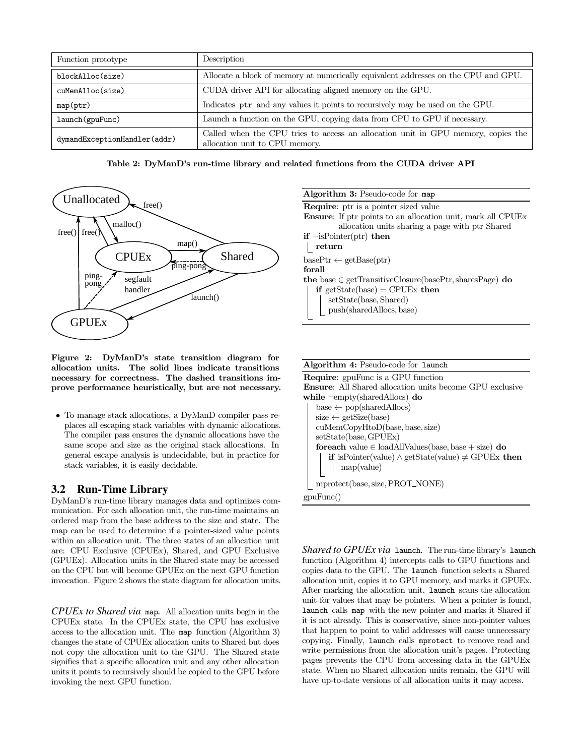| Function prototype | Description |
|---|---|
| `blockAlloc(size)` | Allocate a block of memory at numerically equivalent addresses on the CPU and GPU. |
| `cuMemAlloc(size)` | CUDA driver API for allocating aligned memory on the GPU. |
| `map(ptr)` | Indicates `ptr` and any values it points to recursively may be used on the GPU. |
| `launch(gpuFunc)` | Launch a function on the GPU, copying data from CPU to GPU if necessary. |
| `dymandExceptionHandler(addr)` | Called when the CPU tries to access an allocation unit in GPU memory, copies the allocation unit to CPU memory. |

**Table 2: DyManD's run-time library and related functions from the CUDA driver API**

**Figure 2: DyManD's state transition diagram for allocation units. The solid lines indicate transitions necessary for correctness. The dashed transitions improve performance heuristically, but are not necessary.**

- To manage stack allocations, a DyManD compiler pass replaces all escaping stack variables with dynamic allocations. The compiler pass ensures the dynamic allocations have the same scope and size as the original stack allocations. In general escape analysis is undecidable, but in practice for stack variables, it is easily decidable.

## 3.2 Run-Time Library

DyManD's run-time library manages data and optimizes communication. For each allocation unit, the run-time maintains an ordered map from the base address to the size and state. The map can be used to determine if a pointer-sized value points within an allocation unit. The three states of an allocation unit are: CPU Exclusive (CPUEx), Shared, and GPU Exclusive (GPUEx). Allocation units in the Shared state may be accessed on the CPU but will become GPUEx on the next GPU function invocation. Figure 2 shows the state diagram for allocation units.

*CPUEx to Shared via* `map`. All allocation units begin in the CPUEx state. In the CPUEx state, the CPU has exclusive access to the allocation unit. The `map` function (Algorithm 3) changes the state of CPUEx allocation units to Shared but does not copy the allocation unit to the GPU. The Shared state signifies that a specific allocation unit and any other allocation units it points to recursively should be copied to the GPU before invoking the next GPU function.

**Algorithm 3:** Pseudo-code for `map`

```
Require: ptr is a pointer sized value
Ensure: If ptr points to an allocation unit, mark all CPUEx
        allocation units sharing a page with ptr Shared
if ¬isPointer(ptr) then
    return
basePtr ← getBase(ptr)
forall
the base ∈ getTransitiveClosure(basePtr, sharesPage) do
    if getState(base) = CPUEx then
        setState(base, Shared)
        push(sharedAllocs, base)
```

**Algorithm 4:** Pseudo-code for `launch`

```
Require: gpuFunc is a GPU function
Ensure: All Shared allocation units become GPU exclusive
while ¬empty(sharedAllocs) do
    base ← pop(sharedAllocs)
    size ← getSize(base)
    cuMemCopyHtoD(base, base, size)
    setState(base, GPUEx)
    foreach value ∈ loadAllValues(base, base + size) do
        if isPointer(value) ∧ getState(value) ≠ GPUEx then
            map(value)
    mprotect(base, size, PROT_NONE)
gpuFunc()
```

*Shared to GPUEx via* `launch`. The run-time library's `launch` function (Algorithm 4) intercepts calls to GPU functions and copies data to the GPU. The `launch` function selects a Shared allocation unit, copies it to GPU memory, and marks it GPUEx. After marking the allocation unit, `launch` scans the allocation unit for values that may be pointers. When a pointer is found, `launch` calls `map` with the new pointer and marks it Shared if it is not already. This is conservative, since non-pointer values that happen to point to valid addresses will cause unnecessary copying. Finally, `launch` calls `mprotect` to remove read and write permissions from the allocation unit's pages. Protecting pages prevents the CPU from accessing data in the GPUEx state. When no Shared allocation units remain, the GPU will have up-to-date versions of all allocation units it may access.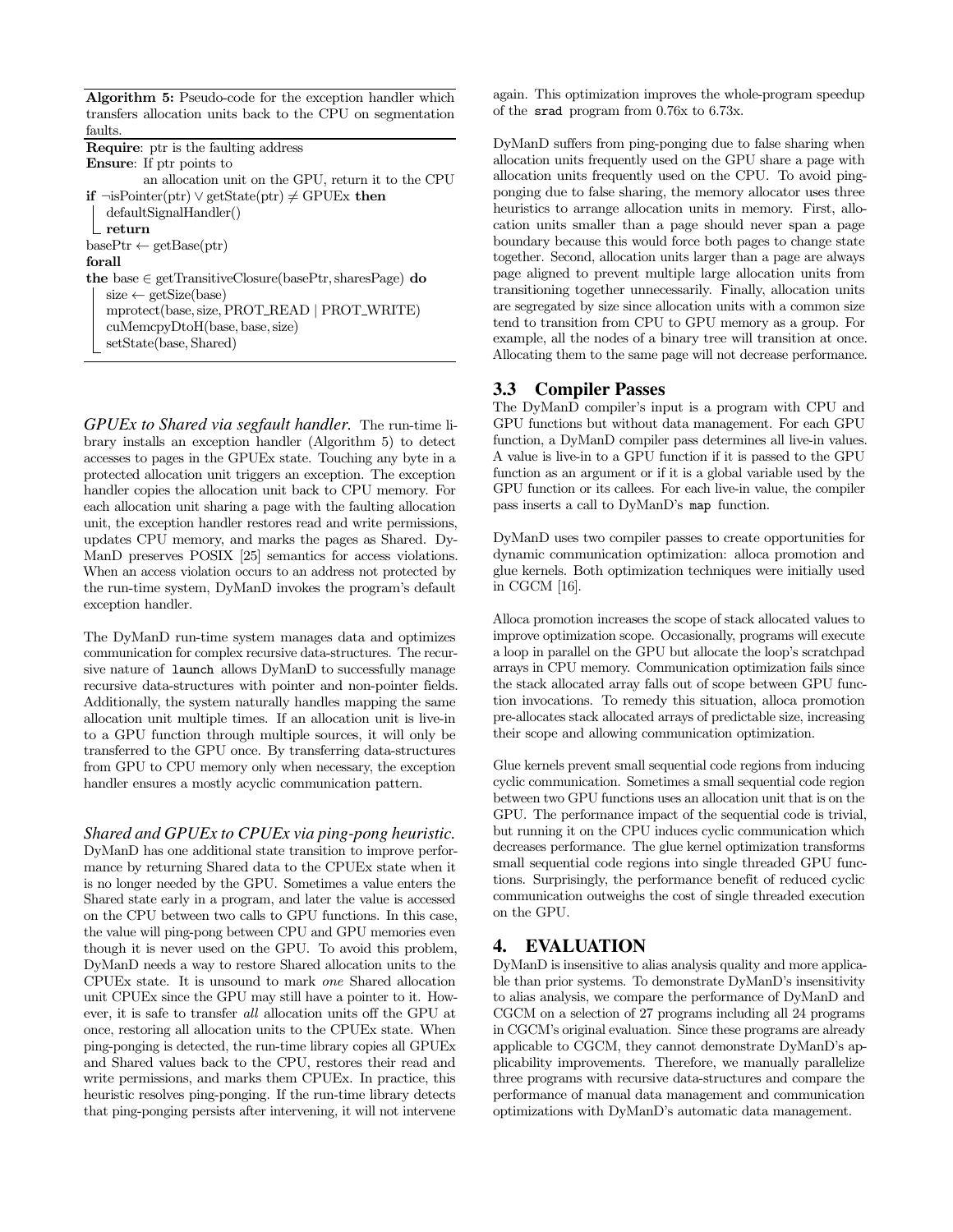**Algorithm 5:** Pseudo-code for the exception handler which transfers allocation units back to the CPU on segmentation faults.

```
Require: ptr is the faulting address
Ensure: If ptr points to
        an allocation unit on the GPU, return it to the CPU
if ¬isPointer(ptr) ∨ getState(ptr) ≠ GPUEx then
    defaultSignalHandler()
    return
basePtr ← getBase(ptr)
forall
the base ∈ getTransitiveClosure(basePtr, sharesPage) do
    size ← getSize(base)
    mprotect(base, size, PROT_READ | PROT_WRITE)
    cuMemcpyDtoH(base, base, size)
    setState(base, Shared)
```

***GPUEx to Shared via segfault handler.*** The run-time library installs an exception handler (Algorithm 5) to detect accesses to pages in the GPUEx state. Touching any byte in a protected allocation unit triggers an exception. The exception handler copies the allocation unit back to CPU memory. For each allocation unit sharing a page with the faulting allocation unit, the exception handler restores read and write permissions, updates CPU memory, and marks the pages as Shared. DyManD preserves POSIX [25] semantics for access violations. When an access violation occurs to an address not protected by the run-time system, DyManD invokes the program's default exception handler.

The DyManD run-time system manages data and optimizes communication for complex recursive data-structures. The recursive nature of `launch` allows DyManD to successfully manage recursive data-structures with pointer and non-pointer fields. Additionally, the system naturally handles mapping the same allocation unit multiple times. If an allocation unit is live-in to a GPU function through multiple sources, it will only be transferred to the GPU once. By transferring data-structures from GPU to CPU memory only when necessary, the exception handler ensures a mostly acyclic communication pattern.

***Shared and GPUEx to CPUEx via ping-pong heuristic.*** DyManD has one additional state transition to improve performance by returning Shared data to the CPUEx state when it is no longer needed by the GPU. Sometimes a value enters the Shared state early in a program, and later the value is accessed on the CPU between two calls to GPU functions. In this case, the value will ping-pong between CPU and GPU memories even though it is never used on the GPU. To avoid this problem, DyManD needs a way to restore Shared allocation units to the CPUEx state. It is unsound to mark *one* Shared allocation unit CPUEx since the GPU may still have a pointer to it. However, it is safe to transfer *all* allocation units off the GPU at once, restoring all allocation units to the CPUEx state. When ping-ponging is detected, the run-time library copies all GPUEx and Shared values back to the CPU, restores their read and write permissions, and marks them CPUEx. In practice, this heuristic resolves ping-ponging. If the run-time library detects that ping-ponging persists after intervening, it will not intervene again. This optimization improves the whole-program speedup of the `srad` program from 0.76x to 6.73x.

DyManD suffers from ping-ponging due to false sharing when allocation units frequently used on the GPU share a page with allocation units frequently used on the CPU. To avoid ping-ponging due to false sharing, the memory allocator uses three heuristics to arrange allocation units in memory. First, allocation units smaller than a page should never span a page boundary because this would force both pages to change state together. Second, allocation units larger than a page are always page aligned to prevent multiple large allocation units from transitioning together unnecessarily. Finally, allocation units are segregated by size since allocation units with a common size tend to transition from CPU to GPU memory as a group. For example, all the nodes of a binary tree will transition at once. Allocating them to the same page will not decrease performance.

## 3.3 Compiler Passes

The DyManD compiler's input is a program with CPU and GPU functions but without data management. For each GPU function, a DyManD compiler pass determines all live-in values. A value is live-in to a GPU function if it is passed to the GPU function as an argument or if it is a global variable used by the GPU function or its callees. For each live-in value, the compiler pass inserts a call to DyManD's `map` function.

DyManD uses two compiler passes to create opportunities for dynamic communication optimization: alloca promotion and glue kernels. Both optimization techniques were initially used in CGCM [16].

Alloca promotion increases the scope of stack allocated values to improve optimization scope. Occasionally, programs will execute a loop in parallel on the GPU but allocate the loop's scratchpad arrays in CPU memory. Communication optimization fails since the stack allocated array falls out of scope between GPU function invocations. To remedy this situation, alloca promotion pre-allocates stack allocated arrays of predictable size, increasing their scope and allowing communication optimization.

Glue kernels prevent small sequential code regions from inducing cyclic communication. Sometimes a small sequential code region between two GPU functions uses an allocation unit that is on the GPU. The performance impact of the sequential code is trivial, but running it on the CPU induces cyclic communication which decreases performance. The glue kernel optimization transforms small sequential code regions into single threaded GPU functions. Surprisingly, the performance benefit of reduced cyclic communication outweighs the cost of single threaded execution on the GPU.

# 4. EVALUATION

DyManD is insensitive to alias analysis quality and more applicable than prior systems. To demonstrate DyManD's insensitivity to alias analysis, we compare the performance of DyManD and CGCM on a selection of 27 programs including all 24 programs in CGCM's original evaluation. Since these programs are already applicable to CGCM, they cannot demonstrate DyManD's applicability improvements. Therefore, we manually parallelize three programs with recursive data-structures and compare the performance of manual data management and communication optimizations with DyManD's automatic data management.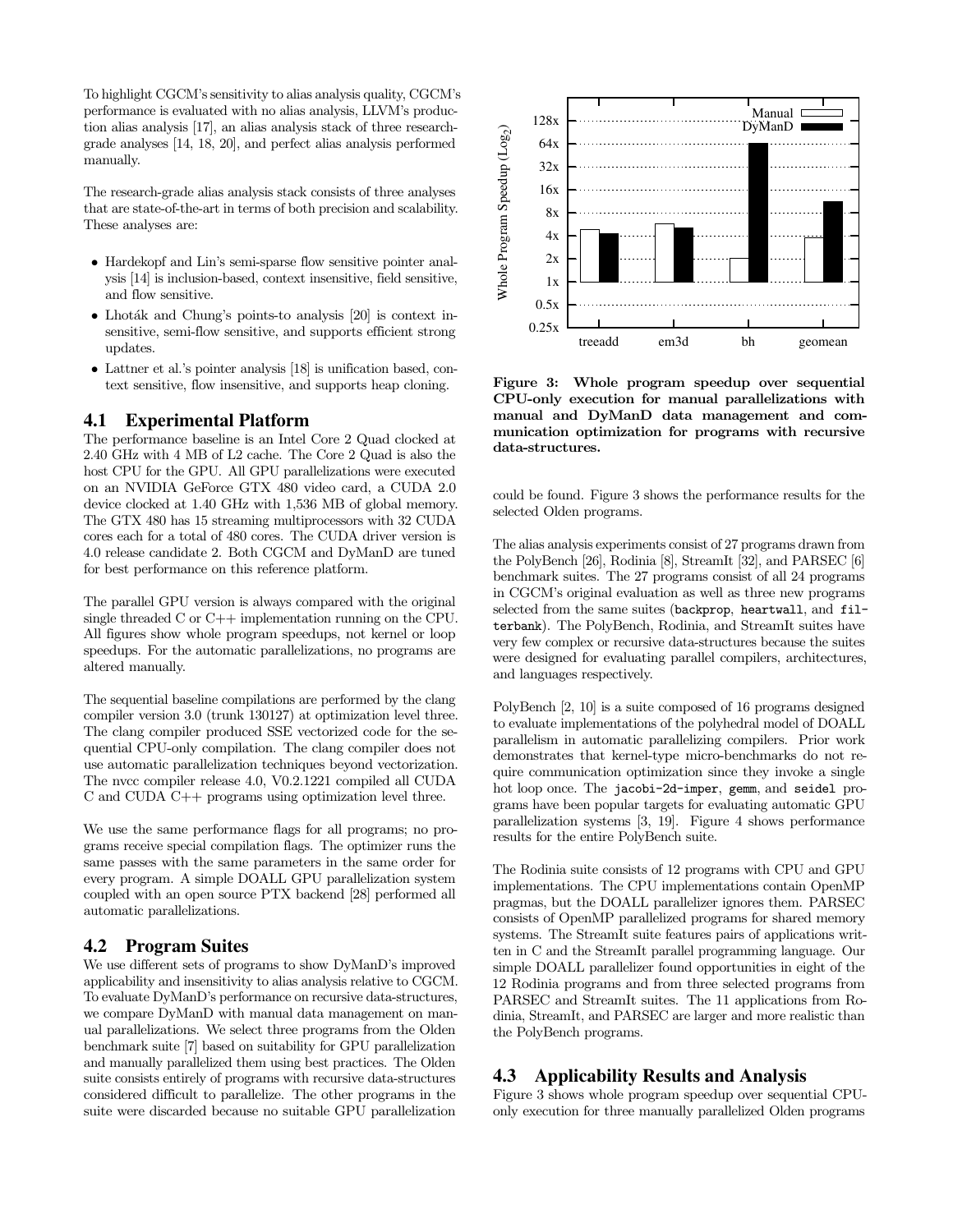To highlight CGCM's sensitivity to alias analysis quality, CGCM's performance is evaluated with no alias analysis, LLVM's production alias analysis [17], an alias analysis stack of three research-grade analyses [14, 18, 20], and perfect alias analysis performed manually.

The research-grade alias analysis stack consists of three analyses that are state-of-the-art in terms of both precision and scalability. These analyses are:

- Hardekopf and Lin's semi-sparse flow sensitive pointer analysis [14] is inclusion-based, context insensitive, field sensitive, and flow sensitive.
- Lhoták and Chung's points-to analysis [20] is context insensitive, semi-flow sensitive, and supports efficient strong updates.
- Lattner et al.'s pointer analysis [18] is unification based, context sensitive, flow insensitive, and supports heap cloning.

## 4.1 Experimental Platform

The performance baseline is an Intel Core 2 Quad clocked at 2.40 GHz with 4 MB of L2 cache. The Core 2 Quad is also the host CPU for the GPU. All GPU parallelizations were executed on an NVIDIA GeForce GTX 480 video card, a CUDA 2.0 device clocked at 1.40 GHz with 1,536 MB of global memory. The GTX 480 has 15 streaming multiprocessors with 32 CUDA cores each for a total of 480 cores. The CUDA driver version is 4.0 release candidate 2. Both CGCM and DyManD are tuned for best performance on this reference platform.

The parallel GPU version is always compared with the original single threaded C or C++ implementation running on the CPU. All figures show whole program speedups, not kernel or loop speedups. For the automatic parallelizations, no programs are altered manually.

The sequential baseline compilations are performed by the clang compiler version 3.0 (trunk 130127) at optimization level three. The clang compiler produced SSE vectorized code for the sequential CPU-only compilation. The clang compiler does not use automatic parallelization techniques beyond vectorization. The nvcc compiler release 4.0, V0.2.1221 compiled all CUDA C and CUDA C++ programs using optimization level three.

We use the same performance flags for all programs; no programs receive special compilation flags. The optimizer runs the same passes with the same parameters in the same order for every program. A simple DOALL GPU parallelization system coupled with an open source PTX backend [28] performed all automatic parallelizations.

## 4.2 Program Suites

We use different sets of programs to show DyManD's improved applicability and insensitivity to alias analysis relative to CGCM. To evaluate DyManD's performance on recursive data-structures, we compare DyManD with manual data management on manual parallelizations. We select three programs from the Olden benchmark suite [7] based on suitability for GPU parallelization and manually parallelized them using best practices. The Olden suite consists entirely of programs with recursive data-structures considered difficult to parallelize. The other programs in the suite were discarded because no suitable GPU parallelization could be found. Figure 3 shows the performance results for the selected Olden programs.

**Figure 3: Whole program speedup over sequential CPU-only execution for manual parallelizations with manual and DyManD data management and communication optimization for programs with recursive data-structures.**

The alias analysis experiments consist of 27 programs drawn from the PolyBench [26], Rodinia [8], StreamIt [32], and PARSEC [6] benchmark suites. The 27 programs consist of all 24 programs in CGCM's original evaluation as well as three new programs selected from the same suites (`backprop`, `heartwall`, and `filterbank`). The PolyBench, Rodinia, and StreamIt suites have very few complex or recursive data-structures because the suites were designed for evaluating parallel compilers, architectures, and languages respectively.

PolyBench [2, 10] is a suite composed of 16 programs designed to evaluate implementations of the polyhedral model of DOALL parallelism in automatic parallelizing compilers. Prior work demonstrates that kernel-type micro-benchmarks do not require communication optimization since they invoke a single hot loop once. The `jacobi-2d-imper`, `gemm`, and `seidel` programs have been popular targets for evaluating automatic GPU parallelization systems [3, 19]. Figure 4 shows performance results for the entire PolyBench suite.

The Rodinia suite consists of 12 programs with CPU and GPU implementations. The CPU implementations contain OpenMP pragmas, but the DOALL parallelizer ignores them. PARSEC consists of OpenMP parallelized programs for shared memory systems. The StreamIt suite features pairs of applications written in C and the StreamIt parallel programming language. Our simple DOALL parallelizer found opportunities in eight of the 12 Rodinia programs and from three selected programs from PARSEC and StreamIt suites. The 11 applications from Rodinia, StreamIt, and PARSEC are larger and more realistic than the PolyBench programs.

## 4.3 Applicability Results and Analysis

Figure 3 shows whole program speedup over sequential CPU-only execution for three manually parallelized Olden programs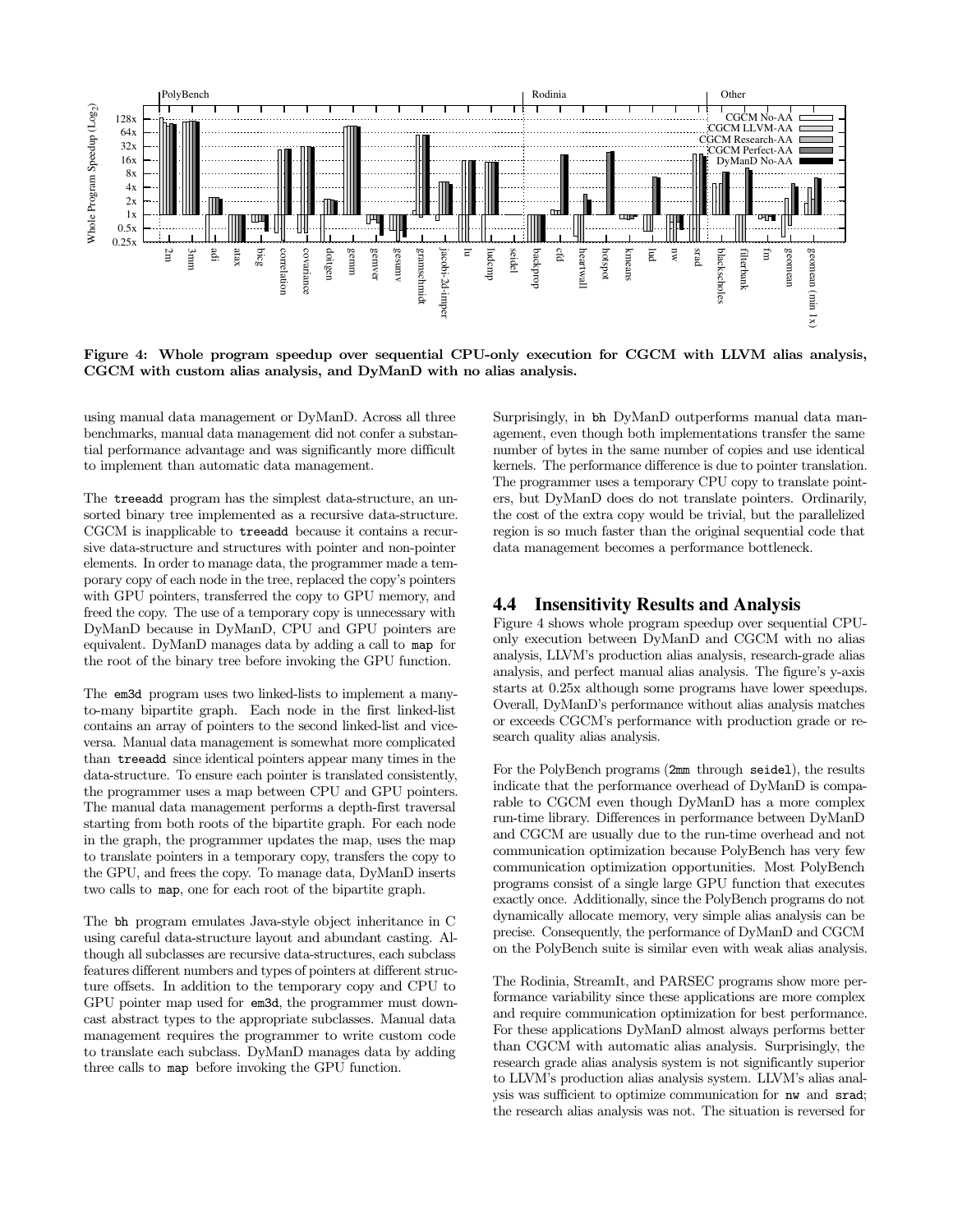Figure 4: Whole program speedup over sequential CPU-only execution for CGCM with LLVM alias analysis, CGCM with custom alias analysis, and DyManD with no alias analysis.

using manual data management or DyManD. Across all three benchmarks, manual data management did not confer a substantial performance advantage and was significantly more difficult to implement than automatic data management.

The treeadd program has the simplest data-structure, an unsorted binary tree implemented as a recursive data-structure. CGCM is inapplicable to treeadd because it contains a recursive data-structure and structures with pointer and non-pointer elements. In order to manage data, the programmer made a temporary copy of each node in the tree, replaced the copy's pointers with GPU pointers, transferred the copy to GPU memory, and freed the copy. The use of a temporary copy is unnecessary with DyManD because in DyManD, CPU and GPU pointers are equivalent. DyManD manages data by adding a call to map for the root of the binary tree before invoking the GPU function.

The em3d program uses two linked-lists to implement a many-to-many bipartite graph. Each node in the first linked-list contains an array of pointers to the second linked-list and vice-versa. Manual data management is somewhat more complicated than treeadd since identical pointers appear many times in the data-structure. To ensure each pointer is translated consistently, the programmer uses a map between CPU and GPU pointers. The manual data management performs a depth-first traversal starting from both roots of the bipartite graph. For each node in the graph, the programmer updates the map, uses the map to translate pointers in a temporary copy, transfers the copy to the GPU, and frees the copy. To manage data, DyManD inserts two calls to map, one for each root of the bipartite graph.

The bh program emulates Java-style object inheritance in C using careful data-structure layout and abundant casting. Although all subclasses are recursive data-structures, each subclass features different numbers and types of pointers at different structure offsets. In addition to the temporary copy and CPU to GPU pointer map used for em3d, the programmer must downcast abstract types to the appropriate subclasses. Manual data management requires the programmer to write custom code to translate each subclass. DyManD manages data by adding three calls to map before invoking the GPU function.

Surprisingly, in bh DyManD outperforms manual data management, even though both implementations transfer the same number of bytes in the same number of copies and use identical kernels. The performance difference is due to pointer translation. The programmer uses a temporary CPU copy to translate pointers, but DyManD does do not translate pointers. Ordinarily, the cost of the extra copy would be trivial, but the parallelized region is so much faster than the original sequential code that data management becomes a performance bottleneck.

## 4.4 Insensitivity Results and Analysis

Figure 4 shows whole program speedup over sequential CPU-only execution between DyManD and CGCM with no alias analysis, LLVM's production alias analysis, research-grade alias analysis, and perfect manual alias analysis. The figure's y-axis starts at 0.25x although some programs have lower speedups. Overall, DyManD's performance without alias analysis matches or exceeds CGCM's performance with production grade or research quality alias analysis.

For the PolyBench programs (2mm through seidel), the results indicate that the performance overhead of DyManD is comparable to CGCM even though DyManD has a more complex run-time library. Differences in performance between DyManD and CGCM are usually due to the run-time overhead and not communication optimization because PolyBench has very few communication optimization opportunities. Most PolyBench programs consist of a single large GPU function that executes exactly once. Additionally, since the PolyBench programs do not dynamically allocate memory, very simple alias analysis can be precise. Consequently, the performance of DyManD and CGCM on the PolyBench suite is similar even with weak alias analysis.

The Rodinia, StreamIt, and PARSEC programs show more performance variability since these applications are more complex and require communication optimization for best performance. For these applications DyManD almost always performs better than CGCM with automatic alias analysis. Surprisingly, the research grade alias analysis system is not significantly superior to LLVM's production alias analysis system. LLVM's alias analysis was sufficient to optimize communication for nw and srad; the research alias analysis was not. The situation is reversed for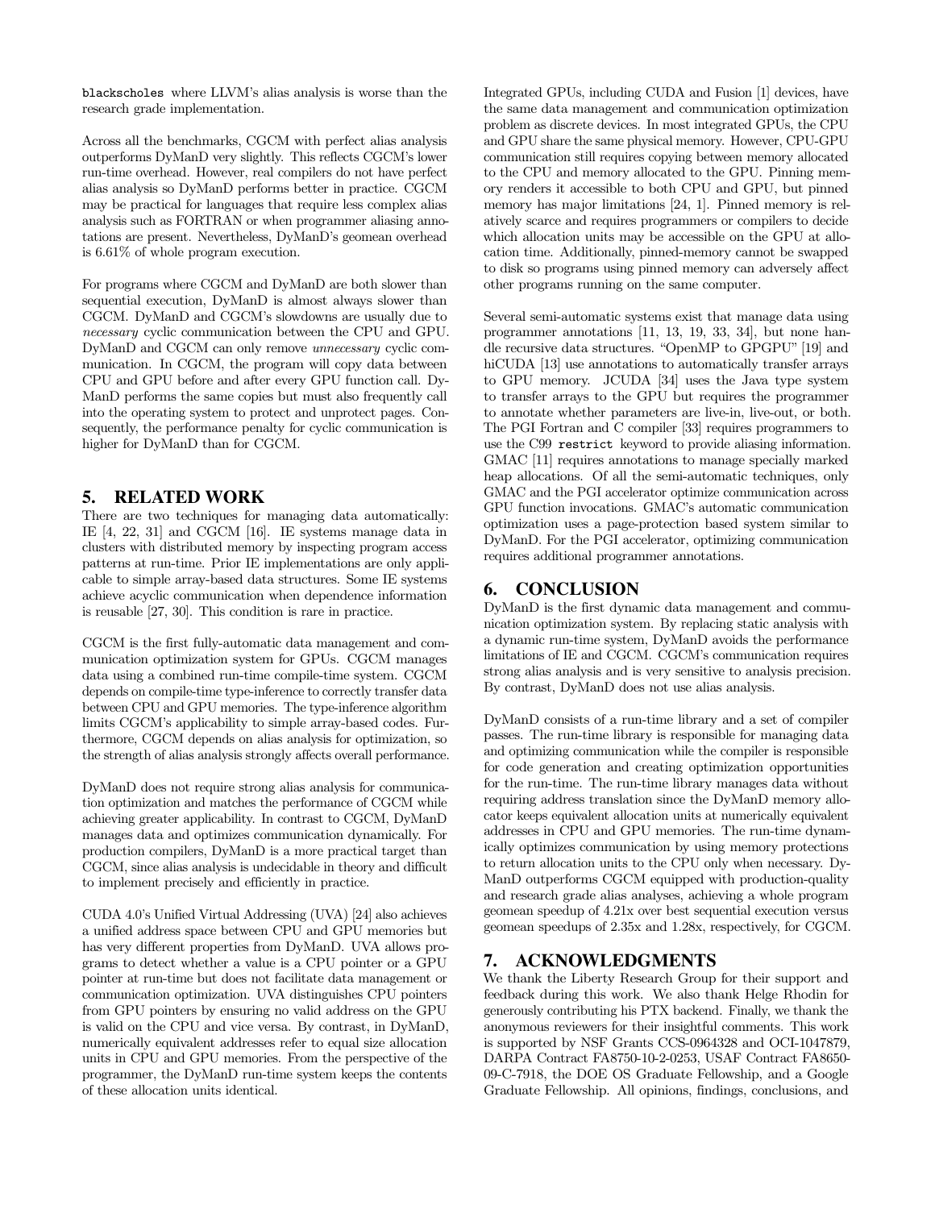`blackscholes` where LLVM's alias analysis is worse than the research grade implementation.

Across all the benchmarks, CGCM with perfect alias analysis outperforms DyManD very slightly. This reflects CGCM's lower run-time overhead. However, real compilers do not have perfect alias analysis so DyManD performs better in practice. CGCM may be practical for languages that require less complex alias analysis such as FORTRAN or when programmer aliasing annotations are present. Nevertheless, DyManD's geomean overhead is 6.61% of whole program execution.

For programs where CGCM and DyManD are both slower than sequential execution, DyManD is almost always slower than CGCM. DyManD and CGCM's slowdowns are usually due to *necessary* cyclic communication between the CPU and GPU. DyManD and CGCM can only remove *unnecessary* cyclic communication. In CGCM, the program will copy data between CPU and GPU before and after every GPU function call. DyManD performs the same copies but must also frequently call into the operating system to protect and unprotect pages. Consequently, the performance penalty for cyclic communication is higher for DyManD than for CGCM.

## 5. RELATED WORK

There are two techniques for managing data automatically: IE [4, 22, 31] and CGCM [16]. IE systems manage data in clusters with distributed memory by inspecting program access patterns at run-time. Prior IE implementations are only applicable to simple array-based data structures. Some IE systems achieve acyclic communication when dependence information is reusable [27, 30]. This condition is rare in practice.

CGCM is the first fully-automatic data management and communication optimization system for GPUs. CGCM manages data using a combined run-time compile-time system. CGCM depends on compile-time type-inference to correctly transfer data between CPU and GPU memories. The type-inference algorithm limits CGCM's applicability to simple array-based codes. Furthermore, CGCM depends on alias analysis for optimization, so the strength of alias analysis strongly affects overall performance.

DyManD does not require strong alias analysis for communication optimization and matches the performance of CGCM while achieving greater applicability. In contrast to CGCM, DyManD manages data and optimizes communication dynamically. For production compilers, DyManD is a more practical target than CGCM, since alias analysis is undecidable in theory and difficult to implement precisely and efficiently in practice.

CUDA 4.0's Unified Virtual Addressing (UVA) [24] also achieves a unified address space between CPU and GPU memories but has very different properties from DyManD. UVA allows programs to detect whether a value is a CPU pointer or a GPU pointer at run-time but does not facilitate data management or communication optimization. UVA distinguishes CPU pointers from GPU pointers by ensuring no valid address on the GPU is valid on the CPU and vice versa. By contrast, in DyManD, numerically equivalent addresses refer to equal size allocation units in CPU and GPU memories. From the perspective of the programmer, the DyManD run-time system keeps the contents of these allocation units identical.

Integrated GPUs, including CUDA and Fusion [1] devices, have the same data management and communication optimization problem as discrete devices. In most integrated GPUs, the CPU and GPU share the same physical memory. However, CPU-GPU communication still requires copying between memory allocated to the CPU and memory allocated to the GPU. Pinning memory renders it accessible to both CPU and GPU, but pinned memory has major limitations [24, 1]. Pinned memory is relatively scarce and requires programmers or compilers to decide which allocation units may be accessible on the GPU at allocation time. Additionally, pinned-memory cannot be swapped to disk so programs using pinned memory can adversely affect other programs running on the same computer.

Several semi-automatic systems exist that manage data using programmer annotations [11, 13, 19, 33, 34], but none handle recursive data structures. "OpenMP to GPGPU" [19] and hiCUDA [13] use annotations to automatically transfer arrays to GPU memory. JCUDA [34] uses the Java type system to transfer arrays to the GPU but requires the programmer to annotate whether parameters are live-in, live-out, or both. The PGI Fortran and C compiler [33] requires programmers to use the C99 `restrict` keyword to provide aliasing information. GMAC [11] requires annotations to manage specially marked heap allocations. Of all the semi-automatic techniques, only GMAC and the PGI accelerator optimize communication across GPU function invocations. GMAC's automatic communication optimization uses a page-protection based system similar to DyManD. For the PGI accelerator, optimizing communication requires additional programmer annotations.

## 6. CONCLUSION

DyManD is the first dynamic data management and communication optimization system. By replacing static analysis with a dynamic run-time system, DyManD avoids the performance limitations of IE and CGCM. CGCM's communication requires strong alias analysis and is very sensitive to analysis precision. By contrast, DyManD does not use alias analysis.

DyManD consists of a run-time library and a set of compiler passes. The run-time library is responsible for managing data and optimizing communication while the compiler is responsible for code generation and creating optimization opportunities for the run-time. The run-time library manages data without requiring address translation since the DyManD memory allocator keeps equivalent allocation units at numerically equivalent addresses in CPU and GPU memories. The run-time dynamically optimizes communication by using memory protections to return allocation units to the CPU only when necessary. DyManD outperforms CGCM equipped with production-quality and research grade alias analyses, achieving a whole program geomean speedup of 4.21x over best sequential execution versus geomean speedups of 2.35x and 1.28x, respectively, for CGCM.

## 7. ACKNOWLEDGMENTS

We thank the Liberty Research Group for their support and feedback during this work. We also thank Helge Rhodin for generously contributing his PTX backend. Finally, we thank the anonymous reviewers for their insightful comments. This work is supported by NSF Grants CCS-0964328 and OCI-1047879, DARPA Contract FA8750-10-2-0253, USAF Contract FA8650-09-C-7918, the DOE OS Graduate Fellowship, and a Google Graduate Fellowship. All opinions, findings, conclusions, and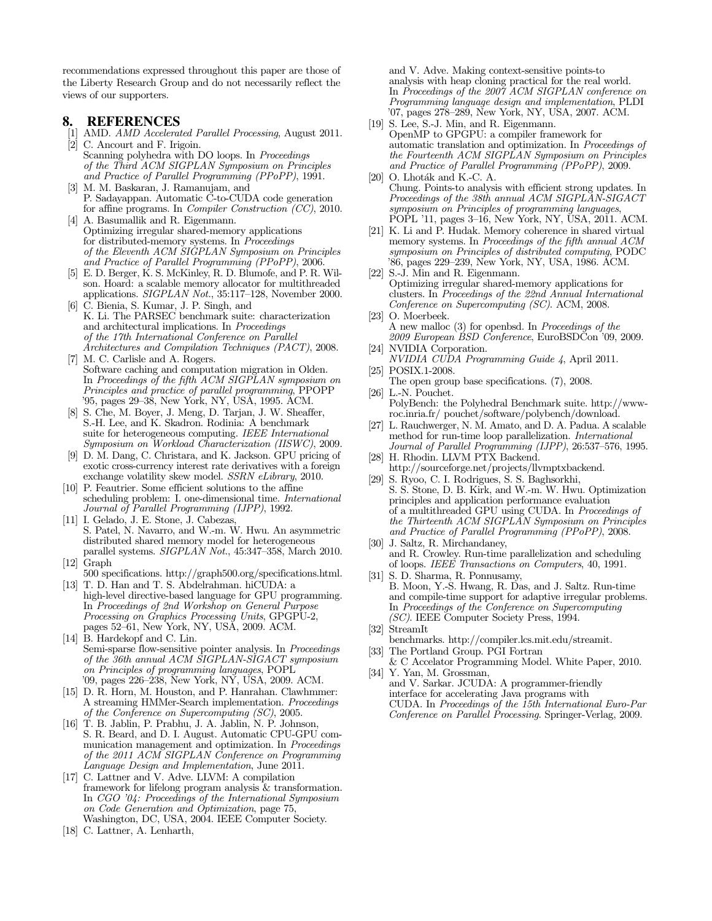recommendations expressed throughout this paper are those of the Liberty Research Group and do not necessarily reflect the views of our supporters.

## 8. REFERENCES

[1] AMD. *AMD Accelerated Parallel Processing*, August 2011.

[2] C. Ancourt and F. Irigoin. Scanning polyhedra with DO loops. In *Proceedings of the Third ACM SIGPLAN Symposium on Principles and Practice of Parallel Programming (PPoPP)*, 1991.

[3] M. M. Baskaran, J. Ramanujam, and P. Sadayappan. Automatic C-to-CUDA code generation for affine programs. In *Compiler Construction (CC)*, 2010.

[4] A. Basumallik and R. Eigenmann. Optimizing irregular shared-memory applications for distributed-memory systems. In *Proceedings of the Eleventh ACM SIGPLAN Symposium on Principles and Practice of Parallel Programming (PPoPP)*, 2006.

[5] E. D. Berger, K. S. McKinley, R. D. Blumofe, and P. R. Wilson. Hoard: a scalable memory allocator for multithreaded applications. *SIGPLAN Not.*, 35:117–128, November 2000.

[6] C. Bienia, S. Kumar, J. P. Singh, and K. Li. The PARSEC benchmark suite: characterization and architectural implications. In *Proceedings of the 17th International Conference on Parallel Architectures and Compilation Techniques (PACT)*, 2008.

[7] M. C. Carlisle and A. Rogers. Software caching and computation migration in Olden. In *Proceedings of the fifth ACM SIGPLAN symposium on Principles and practice of parallel programming*, PPOPP '95, pages 29–38, New York, NY, USA, 1995. ACM.

[8] S. Che, M. Boyer, J. Meng, D. Tarjan, J. W. Sheaffer, S.-H. Lee, and K. Skadron. Rodinia: A benchmark suite for heterogeneous computing. *IEEE International Symposium on Workload Characterization (IISWC)*, 2009.

[9] D. M. Dang, C. Christara, and K. Jackson. GPU pricing of exotic cross-currency interest rate derivatives with a foreign exchange volatility skew model. *SSRN eLibrary*, 2010.

[10] P. Feautrier. Some efficient solutions to the affine scheduling problem: I. one-dimensional time. *International Journal of Parallel Programming (IJPP)*, 1992.

[11] I. Gelado, J. E. Stone, J. Cabezas, S. Patel, N. Navarro, and W.-m. W. Hwu. An asymmetric distributed shared memory model for heterogeneous parallel systems. *SIGPLAN Not.*, 45:347–358, March 2010.

[12] Graph 500 specifications. http://graph500.org/specifications.html.

[13] T. D. Han and T. S. Abdelrahman. hiCUDA: a high-level directive-based language for GPU programming. In *Proceedings of 2nd Workshop on General Purpose Processing on Graphics Processing Units*, GPGPU-2, pages 52–61, New York, NY, USA, 2009. ACM.

[14] B. Hardekopf and C. Lin. Semi-sparse flow-sensitive pointer analysis. In *Proceedings of the 36th annual ACM SIGPLAN-SIGACT symposium on Principles of programming languages*, POPL '09, pages 226–238, New York, NY, USA, 2009. ACM.

[15] D. R. Horn, M. Houston, and P. Hanrahan. Clawhmmer: A streaming HMMer-Search implementation. *Proceedings of the Conference on Supercomputing (SC)*, 2005.

[16] T. B. Jablin, P. Prabhu, J. A. Jablin, N. P. Johnson, S. R. Beard, and D. I. August. Automatic CPU-GPU communication management and optimization. In *Proceedings of the 2011 ACM SIGPLAN Conference on Programming Language Design and Implementation*, June 2011.

[17] C. Lattner and V. Adve. LLVM: A compilation framework for lifelong program analysis & transformation. In *CGO '04: Proceedings of the International Symposium on Code Generation and Optimization*, page 75, Washington, DC, USA, 2004. IEEE Computer Society.

[18] C. Lattner, A. Lenharth, and V. Adve. Making context-sensitive points-to analysis with heap cloning practical for the real world. In *Proceedings of the 2007 ACM SIGPLAN conference on Programming language design and implementation*, PLDI '07, pages 278–289, New York, NY, USA, 2007. ACM.

[19] S. Lee, S.-J. Min, and R. Eigenmann. OpenMP to GPGPU: a compiler framework for automatic translation and optimization. In *Proceedings of the Fourteenth ACM SIGPLAN Symposium on Principles and Practice of Parallel Programming (PPoPP)*, 2009.

[20] O. Lhoták and K.-C. A. Chung. Points-to analysis with efficient strong updates. In *Proceedings of the 38th annual ACM SIGPLAN-SIGACT symposium on Principles of programming languages*, POPL '11, pages 3–16, New York, NY, USA, 2011. ACM.

[21] K. Li and P. Hudak. Memory coherence in shared virtual memory systems. In *Proceedings of the fifth annual ACM symposium on Principles of distributed computing*, PODC '86, pages 229–239, New York, NY, USA, 1986. ACM.

[22] S.-J. Min and R. Eigenmann. Optimizing irregular shared-memory applications for clusters. In *Proceedings of the 22nd Annual International Conference on Supercomputing (SC)*. ACM, 2008.

[23] O. Moerbeek. A new malloc (3) for openbsd. In *Proceedings of the 2009 European BSD Conference*, EuroBSDCon '09, 2009.

[24] NVIDIA Corporation. *NVIDIA CUDA Programming Guide 4*, April 2011.

[25] POSIX.1-2008. The open group base specifications. (7), 2008.

[26] L.-N. Pouchet. PolyBench: the Polyhedral Benchmark suite. http://www-roc.inria.fr/ pouchet/software/polybench/download.

[27] L. Rauchwerger, N. M. Amato, and D. A. Padua. A scalable method for run-time loop parallelization. *International Journal of Parallel Programming (IJPP)*, 26:537–576, 1995.

[28] H. Rhodin. LLVM PTX Backend. http://sourceforge.net/projects/llvmptxbackend.

[29] S. Ryoo, C. I. Rodrigues, S. S. Baghsorkhi, S. S. Stone, D. B. Kirk, and W.-m. W. Hwu. Optimization principles and application performance evaluation of a multithreaded GPU using CUDA. In *Proceedings of the Thirteenth ACM SIGPLAN Symposium on Principles and Practice of Parallel Programming (PPoPP)*, 2008.

[30] J. Saltz, R. Mirchandaney, and R. Crowley. Run-time parallelization and scheduling of loops. *IEEE Transactions on Computers*, 40, 1991.

[31] S. D. Sharma, R. Ponnusamy, B. Moon, Y.-S. Hwang, R. Das, and J. Saltz. Run-time and compile-time support for adaptive irregular problems. In *Proceedings of the Conference on Supercomputing (SC)*. IEEE Computer Society Press, 1994.

[32] StreamIt benchmarks. http://compiler.lcs.mit.edu/streamit.

[33] The Portland Group. PGI Fortran & C Accelator Programming Model. White Paper, 2010.

[34] Y. Yan, M. Grossman, and V. Sarkar. JCUDA: A programmer-friendly interface for accelerating Java programs with CUDA. In *Proceedings of the 15th International Euro-Par Conference on Parallel Processing*. Springer-Verlag, 2009.